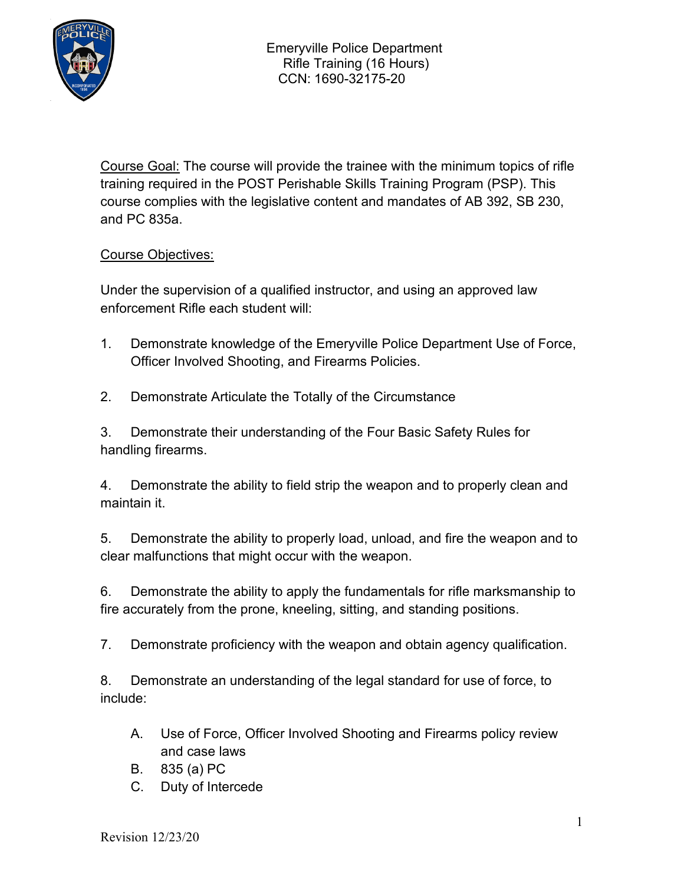# Emeryville Police Department
## Rifle Training (16 Hours)
## CCN: 1690-32175-20

Course Goal: The course will provide the trainee with the minimum topics of rifle training required in the POST Perishable Skills Training Program (PSP). This course complies with the legislative content and mandates of AB 392, SB 230, and PC 835a.

Course Objectives:

Under the supervision of a qualified instructor, and using an approved law enforcement Rifle each student will:

1. Demonstrate knowledge of the Emeryville Police Department Use of Force, Officer Involved Shooting, and Firearms Policies.

2. Demonstrate Articulate the Totally of the Circumstance

3. Demonstrate their understanding of the Four Basic Safety Rules for handling firearms.

4. Demonstrate the ability to field strip the weapon and to properly clean and maintain it.

5. Demonstrate the ability to properly load, unload, and fire the weapon and to clear malfunctions that might occur with the weapon.

6. Demonstrate the ability to apply the fundamentals for rifle marksmanship to fire accurately from the prone, kneeling, sitting, and standing positions.

7. Demonstrate proficiency with the weapon and obtain agency qualification.

8. Demonstrate an understanding of the legal standard for use of force, to include:

   A. Use of Force, Officer Involved Shooting and Firearms policy review and case laws
   B. 835 (a) PC
   C. Duty of Intercede

Revision 12/23/20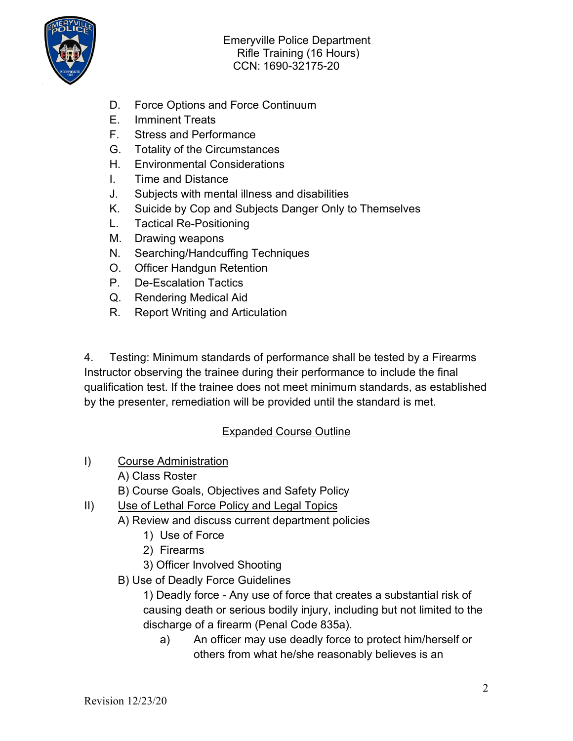D. Force Options and Force Continuum
E. Imminent Treats
F. Stress and Performance
G. Totality of the Circumstances
H. Environmental Considerations
I. Time and Distance
J. Subjects with mental illness and disabilities
K. Suicide by Cop and Subjects Danger Only to Themselves
L. Tactical Re-Positioning
M. Drawing weapons
N. Searching/Handcuffing Techniques
O. Officer Handgun Retention
P. De-Escalation Tactics
Q. Rendering Medical Aid
R. Report Writing and Articulation

4. Testing: Minimum standards of performance shall be tested by a Firearms Instructor observing the trainee during their performance to include the final qualification test. If the trainee does not meet minimum standards, as established by the presenter, remediation will be provided until the standard is met.

## Expanded Course Outline

I) Course Administration
- A) Class Roster
- B) Course Goals, Objectives and Safety Policy

II) Use of Lethal Force Policy and Legal Topics
- A) Review and discuss current department policies
  - 1) Use of Force
  - 2) Firearms
  - 3) Officer Involved Shooting
- B) Use of Deadly Force Guidelines
  - 1) Deadly force - Any use of force that creates a substantial risk of causing death or serious bodily injury, including but not limited to the discharge of a firearm (Penal Code 835a).
    - a) An officer may use deadly force to protect him/herself or others from what he/she reasonably believes is an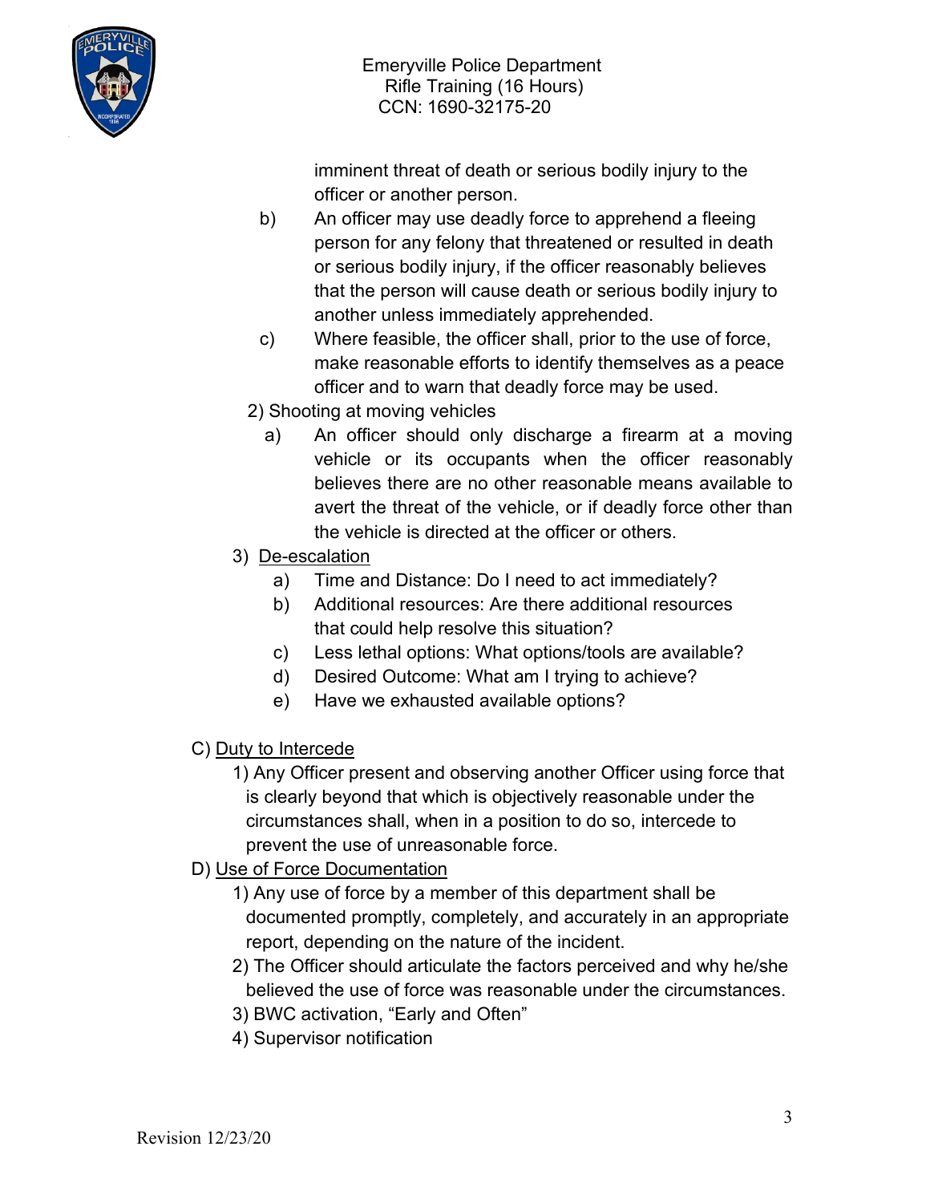imminent threat of death or serious bodily injury to the officer or another person.

b) An officer may use deadly force to apprehend a fleeing person for any felony that threatened or resulted in death or serious bodily injury, if the officer reasonably believes that the person will cause death or serious bodily injury to another unless immediately apprehended.

c) Where feasible, the officer shall, prior to the use of force, make reasonable efforts to identify themselves as a peace officer and to warn that deadly force may be used.

2) Shooting at moving vehicles

a) An officer should only discharge a firearm at a moving vehicle or its occupants when the officer reasonably believes there are no other reasonable means available to avert the threat of the vehicle, or if deadly force other than the vehicle is directed at the officer or others.

3) <u>De-escalation</u>

a) Time and Distance: Do I need to act immediately?

b) Additional resources: Are there additional resources that could help resolve this situation?

c) Less lethal options: What options/tools are available?

d) Desired Outcome: What am I trying to achieve?

e) Have we exhausted available options?

C) <u>Duty to Intercede</u>

1) Any Officer present and observing another Officer using force that is clearly beyond that which is objectively reasonable under the circumstances shall, when in a position to do so, intercede to prevent the use of unreasonable force.

D) <u>Use of Force Documentation</u>

1) Any use of force by a member of this department shall be documented promptly, completely, and accurately in an appropriate report, depending on the nature of the incident.

2) The Officer should articulate the factors perceived and why he/she believed the use of force was reasonable under the circumstances.

3) BWC activation, "Early and Often"

4) Supervisor notification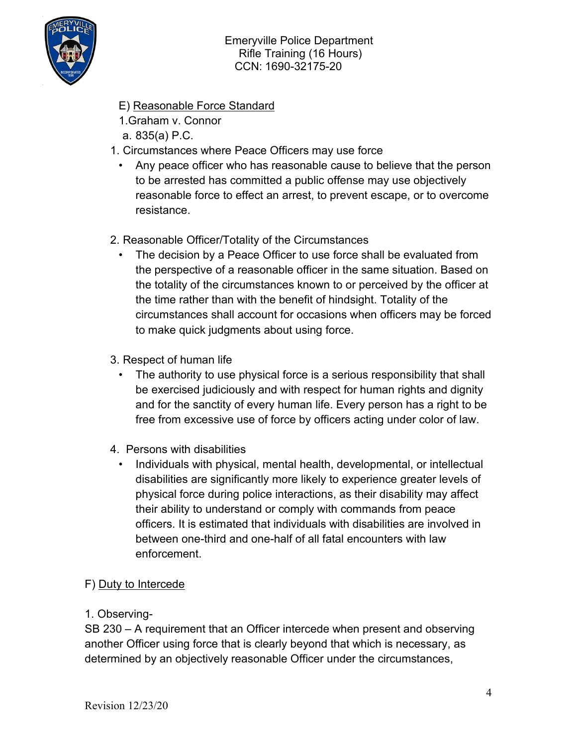E) Reasonable Force Standard

1.Graham v. Connor

a. 835(a) P.C.

1. Circumstances where Peace Officers may use force
   - Any peace officer who has reasonable cause to believe that the person to be arrested has committed a public offense may use objectively reasonable force to effect an arrest, to prevent escape, or to overcome resistance.

2. Reasonable Officer/Totality of the Circumstances
   - The decision by a Peace Officer to use force shall be evaluated from the perspective of a reasonable officer in the same situation. Based on the totality of the circumstances known to or perceived by the officer at the time rather than with the benefit of hindsight. Totality of the circumstances shall account for occasions when officers may be forced to make quick judgments about using force.

3. Respect of human life
   - The authority to use physical force is a serious responsibility that shall be exercised judiciously and with respect for human rights and dignity and for the sanctity of every human life. Every person has a right to be free from excessive use of force by officers acting under color of law.

4. Persons with disabilities
   - Individuals with physical, mental health, developmental, or intellectual disabilities are significantly more likely to experience greater levels of physical force during police interactions, as their disability may affect their ability to understand or comply with commands from peace officers. It is estimated that individuals with disabilities are involved in between one-third and one-half of all fatal encounters with law enforcement.

F) Duty to Intercede

1. Observing-

SB 230 – A requirement that an Officer intercede when present and observing another Officer using force that is clearly beyond that which is necessary, as determined by an objectively reasonable Officer under the circumstances,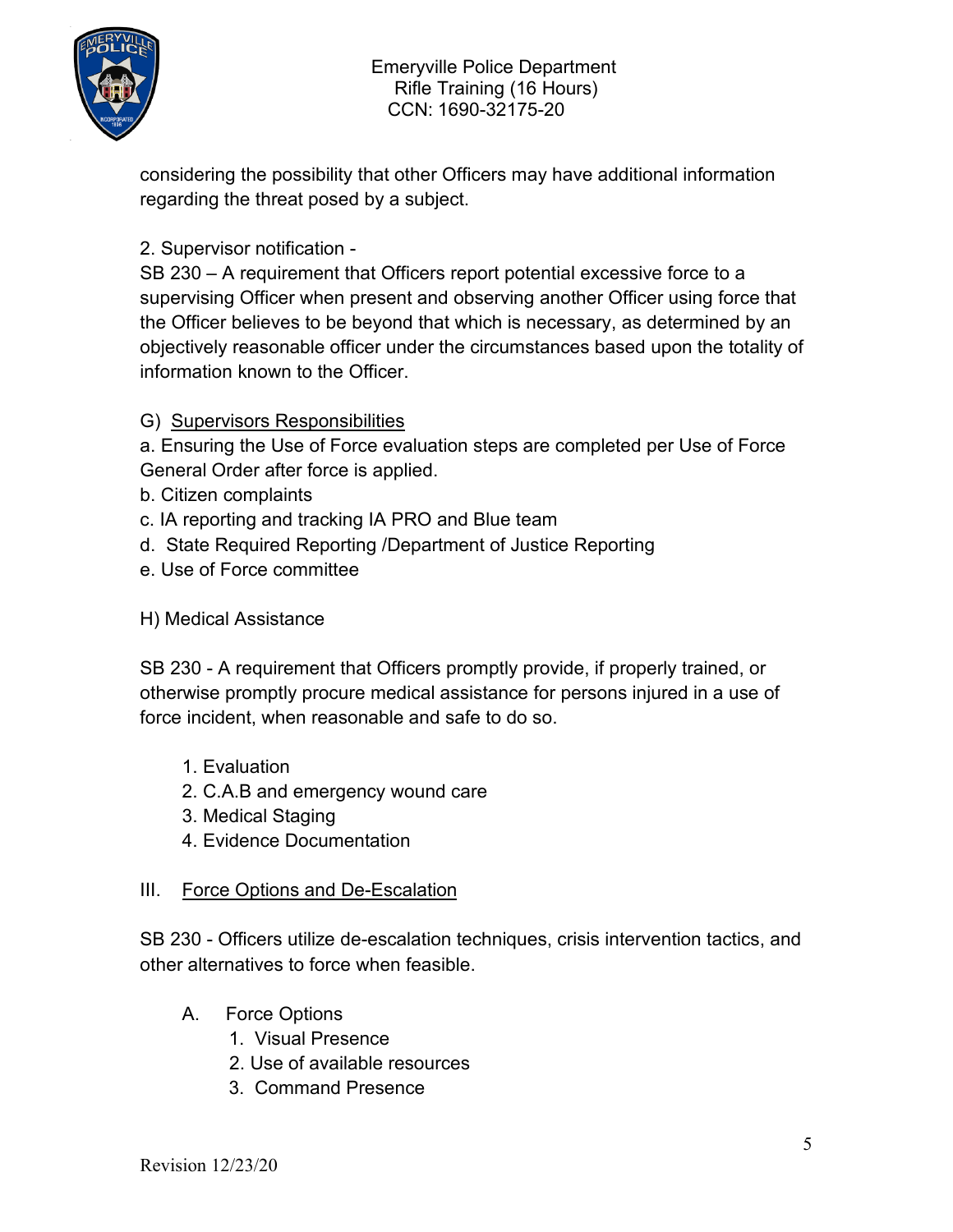considering the possibility that other Officers may have additional information regarding the threat posed by a subject.

2. Supervisor notification -
SB 230 – A requirement that Officers report potential excessive force to a supervising Officer when present and observing another Officer using force that the Officer believes to be beyond that which is necessary, as determined by an objectively reasonable officer under the circumstances based upon the totality of information known to the Officer.

G) <u>Supervisors Responsibilities</u>

a. Ensuring the Use of Force evaluation steps are completed per Use of Force General Order after force is applied.
b. Citizen complaints
c. IA reporting and tracking IA PRO and Blue team
d. State Required Reporting /Department of Justice Reporting
e. Use of Force committee

H) Medical Assistance

SB 230 - A requirement that Officers promptly provide, if properly trained, or otherwise promptly procure medical assistance for persons injured in a use of force incident, when reasonable and safe to do so.

1. Evaluation
2. C.A.B and emergency wound care
3. Medical Staging
4. Evidence Documentation

III. <u>Force Options and De-Escalation</u>

SB 230 - Officers utilize de-escalation techniques, crisis intervention tactics, and other alternatives to force when feasible.

A. Force Options
   1. Visual Presence
   2. Use of available resources
   3. Command Presence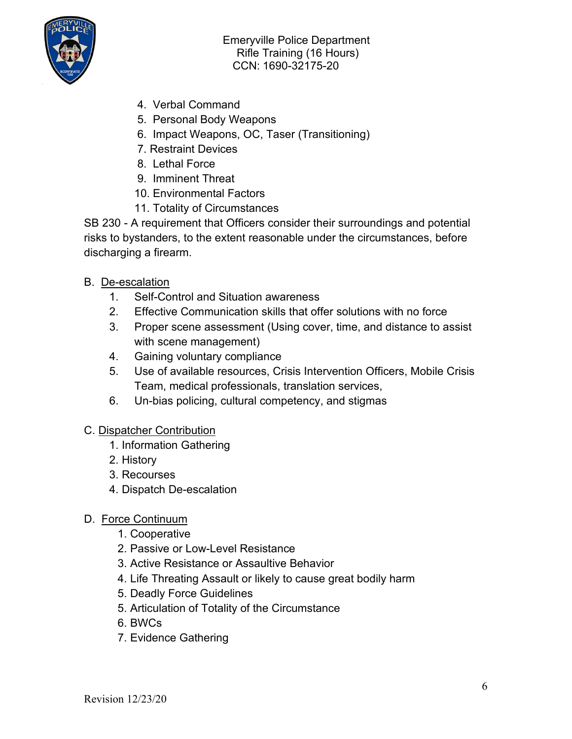4. Verbal Command
5. Personal Body Weapons
6. Impact Weapons, OC, Taser (Transitioning)
7. Restraint Devices
8. Lethal Force
9. Imminent Threat
10. Environmental Factors
11. Totality of Circumstances

SB 230 - A requirement that Officers consider their surroundings and potential risks to bystanders, to the extent reasonable under the circumstances, before discharging a firearm.

B. <u>De-escalation</u>

1. Self-Control and Situation awareness
2. Effective Communication skills that offer solutions with no force
3. Proper scene assessment (Using cover, time, and distance to assist with scene management)
4. Gaining voluntary compliance
5. Use of available resources, Crisis Intervention Officers, Mobile Crisis Team, medical professionals, translation services,
6. Un-bias policing, cultural competency, and stigmas

C. <u>Dispatcher Contribution</u>

1. Information Gathering
2. History
3. Recourses
4. Dispatch De-escalation

D. <u>Force Continuum</u>

1. Cooperative
2. Passive or Low-Level Resistance
3. Active Resistance or Assaultive Behavior
4. Life Threating Assault or likely to cause great bodily harm
5. Deadly Force Guidelines
5. Articulation of Totality of the Circumstance
6. BWCs
7. Evidence Gathering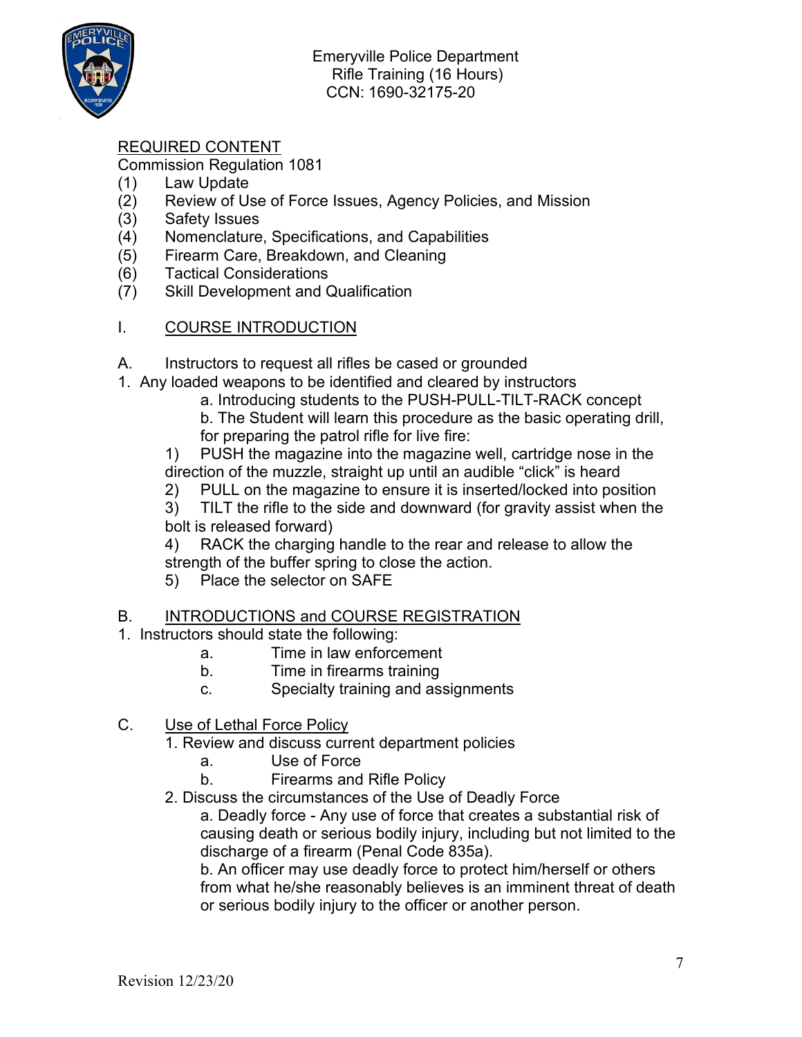Emeryville Police Department
Rifle Training (16 Hours)
CCN: 1690-32175-20

REQUIRED CONTENT

Commission Regulation 1081

(1) Law Update
(2) Review of Use of Force Issues, Agency Policies, and Mission
(3) Safety Issues
(4) Nomenclature, Specifications, and Capabilities
(5) Firearm Care, Breakdown, and Cleaning
(6) Tactical Considerations
(7) Skill Development and Qualification

I. COURSE INTRODUCTION

A. Instructors to request all rifles be cased or grounded

1. Any loaded weapons to be identified and cleared by instructors

   a. Introducing students to the PUSH-PULL-TILT-RACK concept

   b. The Student will learn this procedure as the basic operating drill, for preparing the patrol rifle for live fire:

   1) PUSH the magazine into the magazine well, cartridge nose in the direction of the muzzle, straight up until an audible "click" is heard

   2) PULL on the magazine to ensure it is inserted/locked into position

   3) TILT the rifle to the side and downward (for gravity assist when the bolt is released forward)

   4) RACK the charging handle to the rear and release to allow the strength of the buffer spring to close the action.

   5) Place the selector on SAFE

B. INTRODUCTIONS and COURSE REGISTRATION

1. Instructors should state the following:

   a. Time in law enforcement

   b. Time in firearms training

   c. Specialty training and assignments

C. Use of Lethal Force Policy

1. Review and discuss current department policies

   a. Use of Force

   b. Firearms and Rifle Policy

2. Discuss the circumstances of the Use of Deadly Force

   a. Deadly force - Any use of force that creates a substantial risk of causing death or serious bodily injury, including but not limited to the discharge of a firearm (Penal Code 835a).

   b. An officer may use deadly force to protect him/herself or others from what he/she reasonably believes is an imminent threat of death or serious bodily injury to the officer or another person.

Revision 12/23/20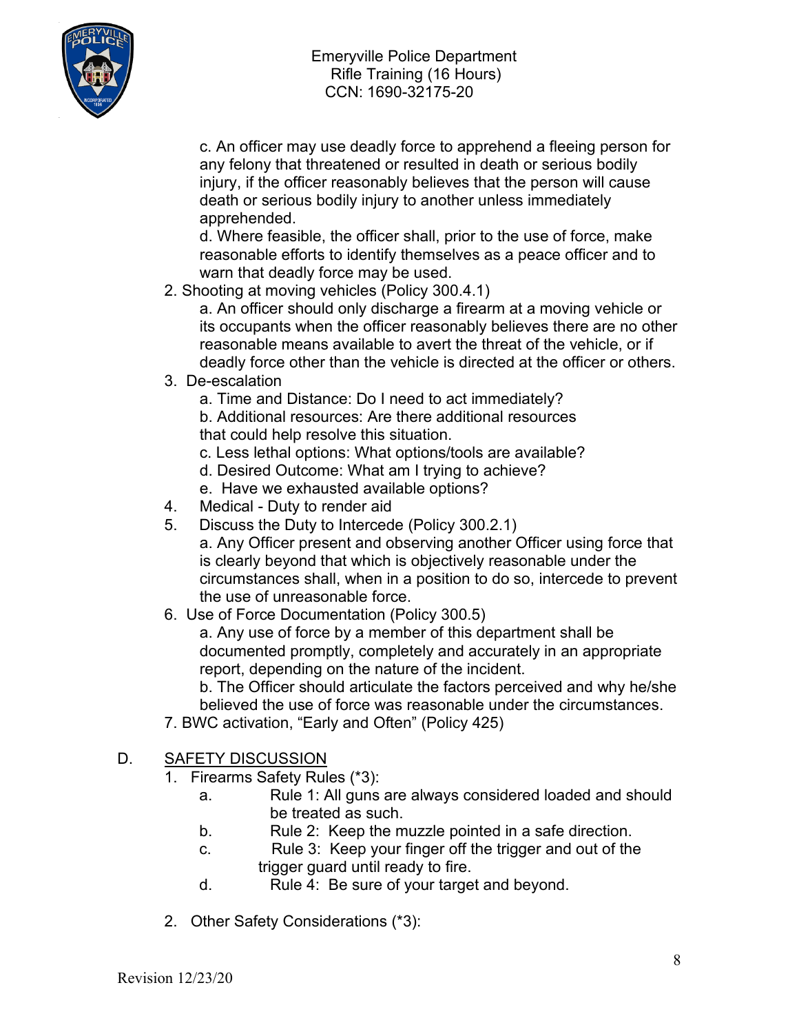c. An officer may use deadly force to apprehend a fleeing person for any felony that threatened or resulted in death or serious bodily injury, if the officer reasonably believes that the person will cause death or serious bodily injury to another unless immediately apprehended.

d. Where feasible, the officer shall, prior to the use of force, make reasonable efforts to identify themselves as a peace officer and to warn that deadly force may be used.

2. Shooting at moving vehicles (Policy 300.4.1)
   a. An officer should only discharge a firearm at a moving vehicle or its occupants when the officer reasonably believes there are no other reasonable means available to avert the threat of the vehicle, or if deadly force other than the vehicle is directed at the officer or others.
3. De-escalation
   a. Time and Distance: Do I need to act immediately?
   b. Additional resources: Are there additional resources that could help resolve this situation.
   c. Less lethal options: What options/tools are available?
   d. Desired Outcome: What am I trying to achieve?
   e. Have we exhausted available options?
4. Medical - Duty to render aid
5. Discuss the Duty to Intercede (Policy 300.2.1)
   a. Any Officer present and observing another Officer using force that is clearly beyond that which is objectively reasonable under the circumstances shall, when in a position to do so, intercede to prevent the use of unreasonable force.
6. Use of Force Documentation (Policy 300.5)
   a. Any use of force by a member of this department shall be documented promptly, completely and accurately in an appropriate report, depending on the nature of the incident.
   b. The Officer should articulate the factors perceived and why he/she believed the use of force was reasonable under the circumstances.
7. BWC activation, "Early and Often" (Policy 425)

D. <u>SAFETY DISCUSSION</u>

1. Firearms Safety Rules (*3):
   a. Rule 1: All guns are always considered loaded and should be treated as such.
   b. Rule 2: Keep the muzzle pointed in a safe direction.
   c. Rule 3: Keep your finger off the trigger and out of the trigger guard until ready to fire.
   d. Rule 4: Be sure of your target and beyond.

2. Other Safety Considerations (*3):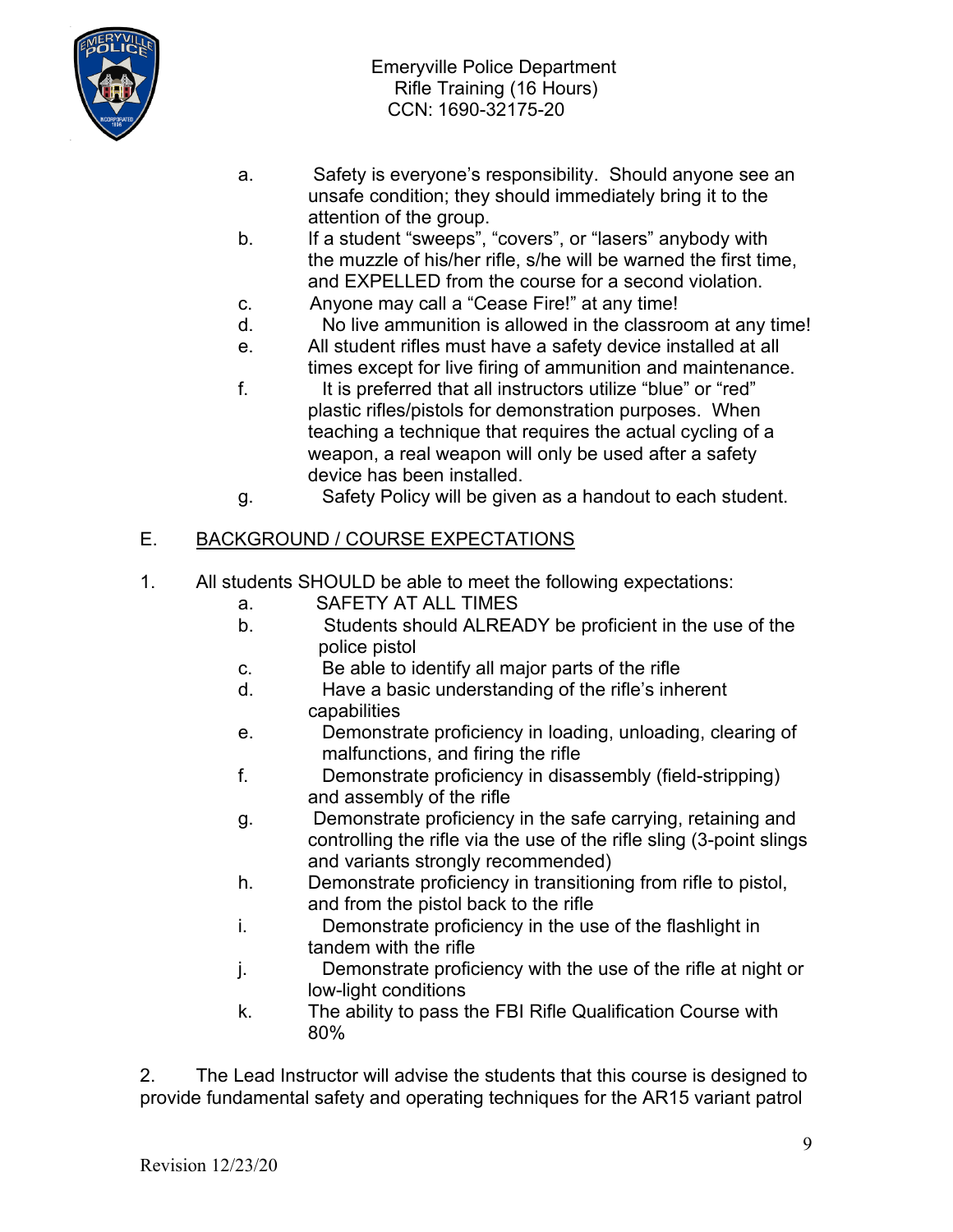a. Safety is everyone's responsibility. Should anyone see an unsafe condition; they should immediately bring it to the attention of the group.

b. If a student "sweeps", "covers", or "lasers" anybody with the muzzle of his/her rifle, s/he will be warned the first time, and EXPELLED from the course for a second violation.

c. Anyone may call a "Cease Fire!" at any time!

d. No live ammunition is allowed in the classroom at any time!

e. All student rifles must have a safety device installed at all times except for live firing of ammunition and maintenance.

f. It is preferred that all instructors utilize "blue" or "red" plastic rifles/pistols for demonstration purposes. When teaching a technique that requires the actual cycling of a weapon, a real weapon will only be used after a safety device has been installed.

g. Safety Policy will be given as a handout to each student.

## E. BACKGROUND / COURSE EXPECTATIONS

1. All students SHOULD be able to meet the following expectations:

   a. SAFETY AT ALL TIMES

   b. Students should ALREADY be proficient in the use of the police pistol

   c. Be able to identify all major parts of the rifle

   d. Have a basic understanding of the rifle's inherent capabilities

   e. Demonstrate proficiency in loading, unloading, clearing of malfunctions, and firing the rifle

   f. Demonstrate proficiency in disassembly (field-stripping) and assembly of the rifle

   g. Demonstrate proficiency in the safe carrying, retaining and controlling the rifle via the use of the rifle sling (3-point slings and variants strongly recommended)

   h. Demonstrate proficiency in transitioning from rifle to pistol, and from the pistol back to the rifle

   i. Demonstrate proficiency in the use of the flashlight in tandem with the rifle

   j. Demonstrate proficiency with the use of the rifle at night or low-light conditions

   k. The ability to pass the FBI Rifle Qualification Course with 80%

2. The Lead Instructor will advise the students that this course is designed to provide fundamental safety and operating techniques for the AR15 variant patrol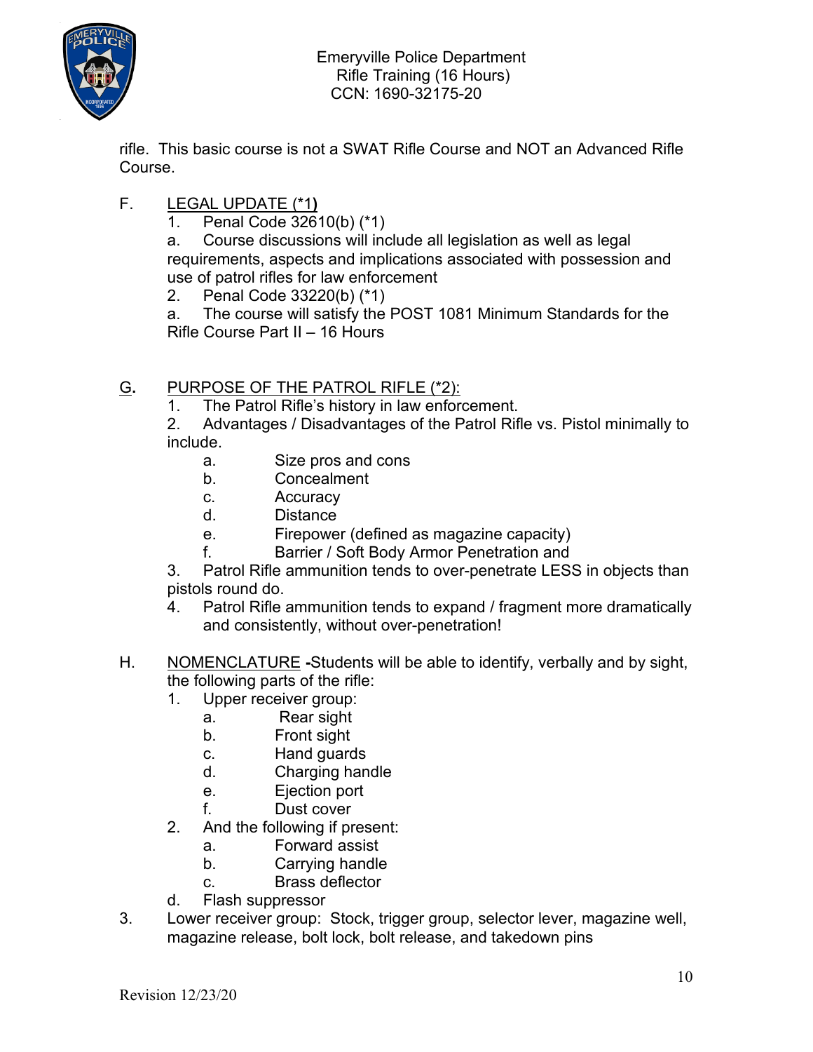rifle. This basic course is not a SWAT Rifle Course and NOT an Advanced Rifle Course.

F. LEGAL UPDATE (*1)
   1. Penal Code 32610(b) (*1)
      a. Course discussions will include all legislation as well as legal requirements, aspects and implications associated with possession and use of patrol rifles for law enforcement
   2. Penal Code 33220(b) (*1)
      a. The course will satisfy the POST 1081 Minimum Standards for the Rifle Course Part II – 16 Hours

G. PURPOSE OF THE PATROL RIFLE (*2):
   1. The Patrol Rifle's history in law enforcement.
   2. Advantages / Disadvantages of the Patrol Rifle vs. Pistol minimally to include.
      a. Size pros and cons
      b. Concealment
      c. Accuracy
      d. Distance
      e. Firepower (defined as magazine capacity)
      f. Barrier / Soft Body Armor Penetration and
   3. Patrol Rifle ammunition tends to over-penetrate LESS in objects than pistols round do.
   4. Patrol Rifle ammunition tends to expand / fragment more dramatically and consistently, without over-penetration!

H. NOMENCLATURE -Students will be able to identify, verbally and by sight, the following parts of the rifle:
   1. Upper receiver group:
      a. Rear sight
      b. Front sight
      c. Hand guards
      d. Charging handle
      e. Ejection port
      f. Dust cover
   2. And the following if present:
      a. Forward assist
      b. Carrying handle
      c. Brass deflector
      d. Flash suppressor
   3. Lower receiver group: Stock, trigger group, selector lever, magazine well, magazine release, bolt lock, bolt release, and takedown pins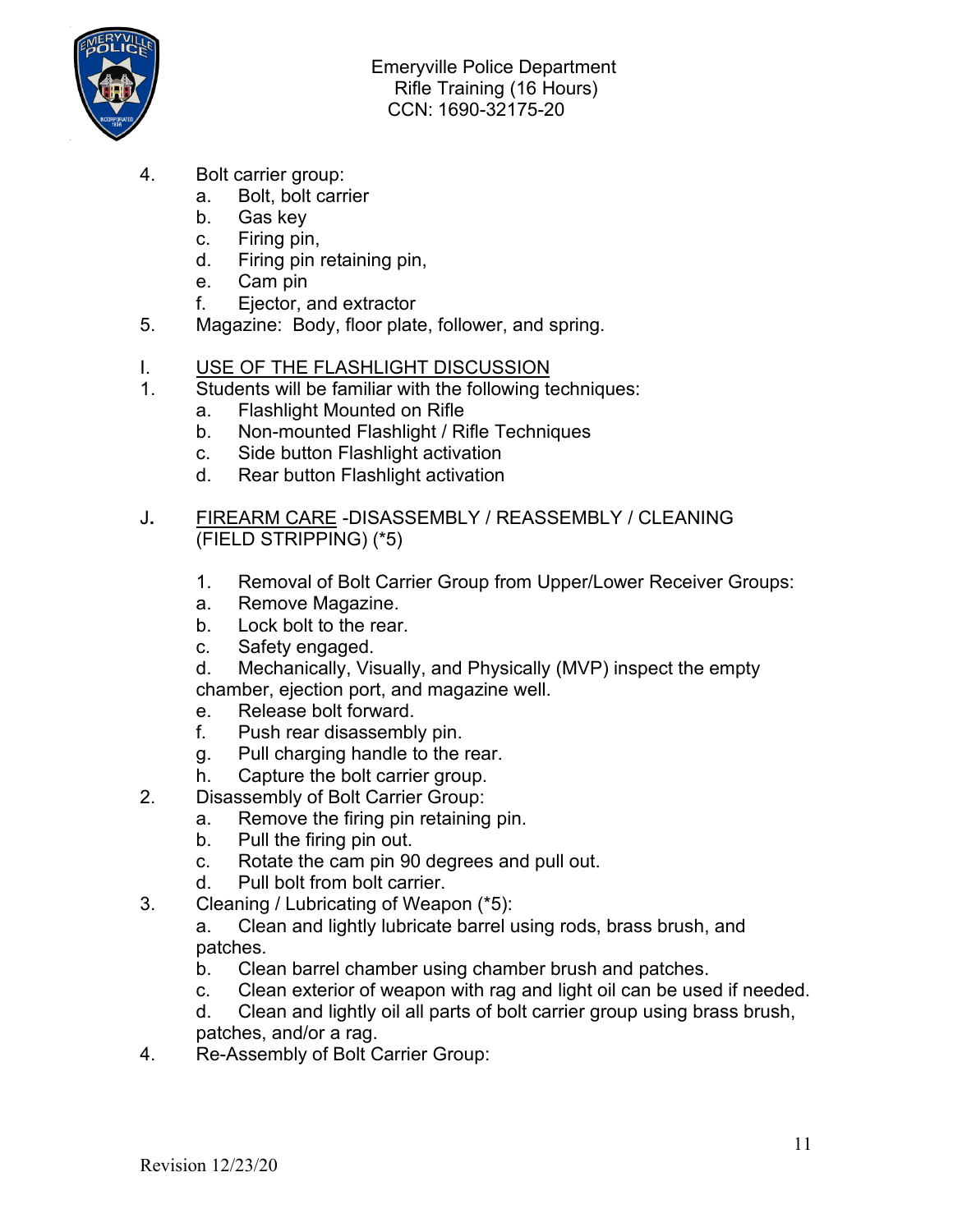4. Bolt carrier group:
   a. Bolt, bolt carrier
   b. Gas key
   c. Firing pin,
   d. Firing pin retaining pin,
   e. Cam pin
   f. Ejector, and extractor
5. Magazine: Body, floor plate, follower, and spring.

I. <u>USE OF THE FLASHLIGHT DISCUSSION</u>

1. Students will be familiar with the following techniques:
   a. Flashlight Mounted on Rifle
   b. Non-mounted Flashlight / Rifle Techniques
   c. Side button Flashlight activation
   d. Rear button Flashlight activation

J. <u>FIREARM CARE</u> -DISASSEMBLY / REASSEMBLY / CLEANING (FIELD STRIPPING) (*5)

1. Removal of Bolt Carrier Group from Upper/Lower Receiver Groups:
   a. Remove Magazine.
   b. Lock bolt to the rear.
   c. Safety engaged.
   d. Mechanically, Visually, and Physically (MVP) inspect the empty chamber, ejection port, and magazine well.
   e. Release bolt forward.
   f. Push rear disassembly pin.
   g. Pull charging handle to the rear.
   h. Capture the bolt carrier group.
2. Disassembly of Bolt Carrier Group:
   a. Remove the firing pin retaining pin.
   b. Pull the firing pin out.
   c. Rotate the cam pin 90 degrees and pull out.
   d. Pull bolt from bolt carrier.
3. Cleaning / Lubricating of Weapon (*5):
   a. Clean and lightly lubricate barrel using rods, brass brush, and patches.
   b. Clean barrel chamber using chamber brush and patches.
   c. Clean exterior of weapon with rag and light oil can be used if needed.
   d. Clean and lightly oil all parts of bolt carrier group using brass brush, patches, and/or a rag.
4. Re-Assembly of Bolt Carrier Group: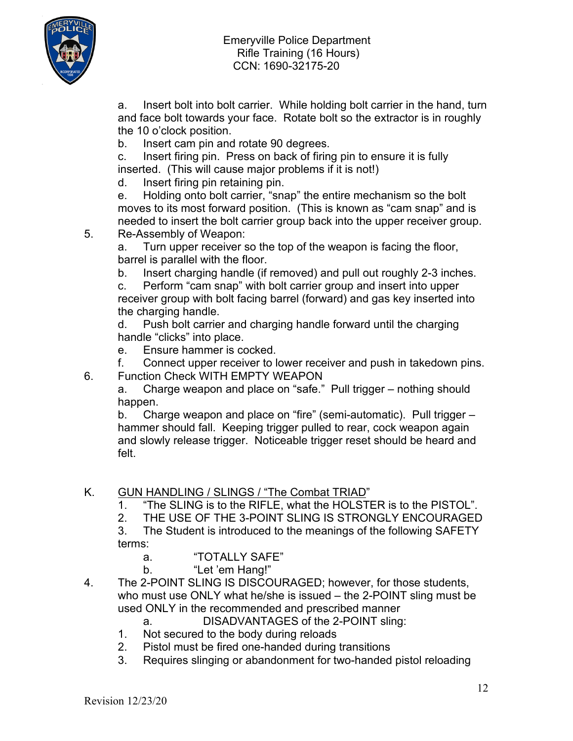a. Insert bolt into bolt carrier. While holding bolt carrier in the hand, turn and face bolt towards your face. Rotate bolt so the extractor is in roughly the 10 o'clock position.

b. Insert cam pin and rotate 90 degrees.

c. Insert firing pin. Press on back of firing pin to ensure it is fully inserted. (This will cause major problems if it is not!)

d. Insert firing pin retaining pin.

e. Holding onto bolt carrier, "snap" the entire mechanism so the bolt moves to its most forward position. (This is known as "cam snap" and is needed to insert the bolt carrier group back into the upper receiver group.

5. Re-Assembly of Weapon:

a. Turn upper receiver so the top of the weapon is facing the floor, barrel is parallel with the floor.

b. Insert charging handle (if removed) and pull out roughly 2-3 inches.

c. Perform "cam snap" with bolt carrier group and insert into upper receiver group with bolt facing barrel (forward) and gas key inserted into the charging handle.

d. Push bolt carrier and charging handle forward until the charging handle "clicks" into place.

e. Ensure hammer is cocked.

f. Connect upper receiver to lower receiver and push in takedown pins.

6. Function Check WITH EMPTY WEAPON

a. Charge weapon and place on "safe." Pull trigger – nothing should happen.

b. Charge weapon and place on "fire" (semi-automatic). Pull trigger – hammer should fall. Keeping trigger pulled to rear, cock weapon again and slowly release trigger. Noticeable trigger reset should be heard and felt.

K. <u>GUN HANDLING / SLINGS / "The Combat TRIAD</u>"

1. "The SLING is to the RIFLE, what the HOLSTER is to the PISTOL".
2. THE USE OF THE 3-POINT SLING IS STRONGLY ENCOURAGED
3. The Student is introduced to the meanings of the following SAFETY terms:
   a. "TOTALLY SAFE"
   b. "Let 'em Hang!"

4. The 2-POINT SLING IS DISCOURAGED; however, for those students, who must use ONLY what he/she is issued – the 2-POINT sling must be used ONLY in the recommended and prescribed manner

   a. DISADVANTAGES of the 2-POINT sling:

1. Not secured to the body during reloads
2. Pistol must be fired one-handed during transitions
3. Requires slinging or abandonment for two-handed pistol reloading

Revision 12/23/20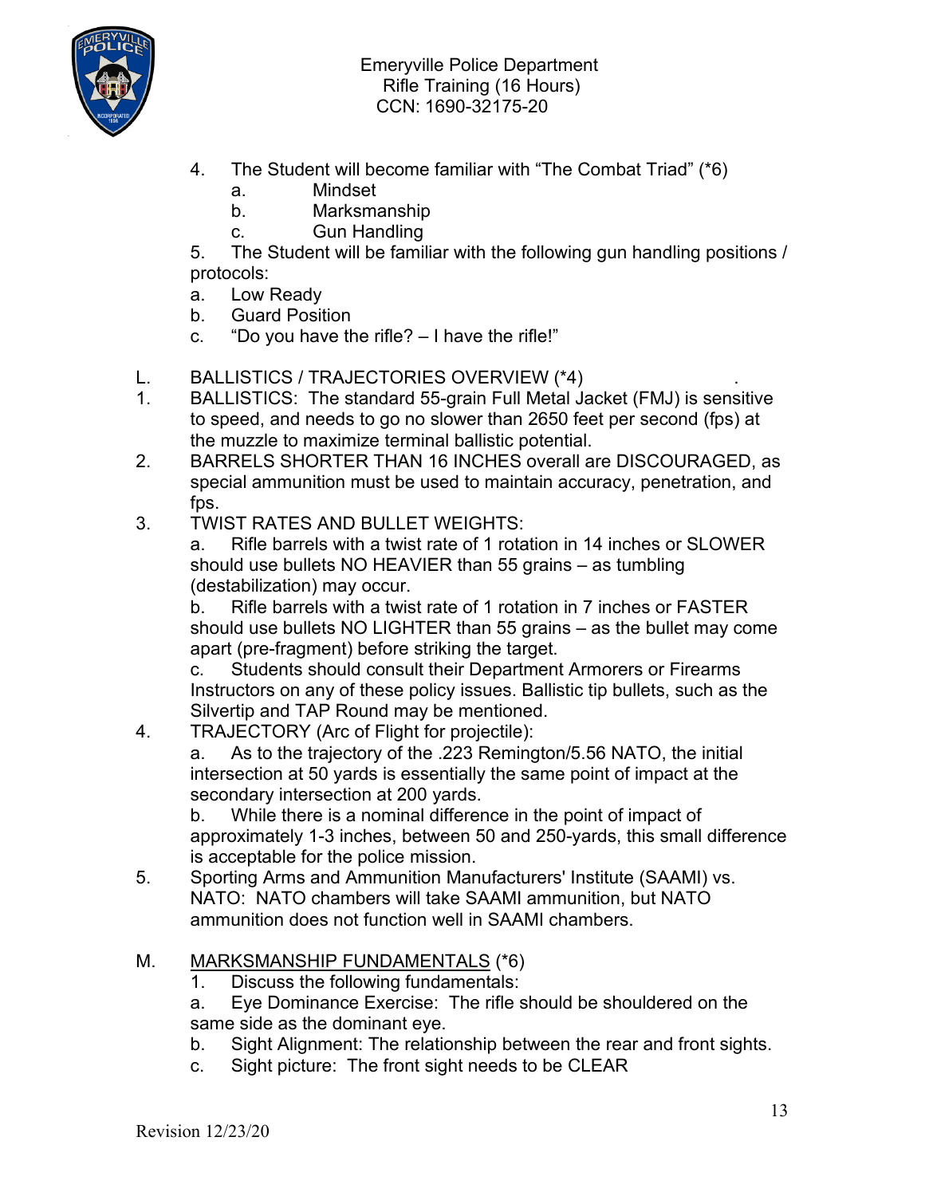4. The Student will become familiar with "The Combat Triad" (*6)
   a. Mindset
   b. Marksmanship
   c. Gun Handling

5. The Student will be familiar with the following gun handling positions / protocols:
   a. Low Ready
   b. Guard Position
   c. "Do you have the rifle? – I have the rifle!"

L. BALLISTICS / TRAJECTORIES OVERVIEW (*4)

1. BALLISTICS: The standard 55-grain Full Metal Jacket (FMJ) is sensitive to speed, and needs to go no slower than 2650 feet per second (fps) at the muzzle to maximize terminal ballistic potential.
2. BARRELS SHORTER THAN 16 INCHES overall are DISCOURAGED, as special ammunition must be used to maintain accuracy, penetration, and fps.
3. TWIST RATES AND BULLET WEIGHTS:
   a. Rifle barrels with a twist rate of 1 rotation in 14 inches or SLOWER should use bullets NO HEAVIER than 55 grains – as tumbling (destabilization) may occur.
   b. Rifle barrels with a twist rate of 1 rotation in 7 inches or FASTER should use bullets NO LIGHTER than 55 grains – as the bullet may come apart (pre-fragment) before striking the target.
   c. Students should consult their Department Armorers or Firearms Instructors on any of these policy issues. Ballistic tip bullets, such as the Silvertip and TAP Round may be mentioned.
4. TRAJECTORY (Arc of Flight for projectile):
   a. As to the trajectory of the .223 Remington/5.56 NATO, the initial intersection at 50 yards is essentially the same point of impact at the secondary intersection at 200 yards.
   b. While there is a nominal difference in the point of impact of approximately 1-3 inches, between 50 and 250-yards, this small difference is acceptable for the police mission.
5. Sporting Arms and Ammunition Manufacturers' Institute (SAAMI) vs. NATO: NATO chambers will take SAAMI ammunition, but NATO ammunition does not function well in SAAMI chambers.

M. <u>MARKSMANSHIP FUNDAMENTALS</u> (*6)

1. Discuss the following fundamentals:
   a. Eye Dominance Exercise: The rifle should be shouldered on the same side as the dominant eye.
   b. Sight Alignment: The relationship between the rear and front sights.
   c. Sight picture: The front sight needs to be CLEAR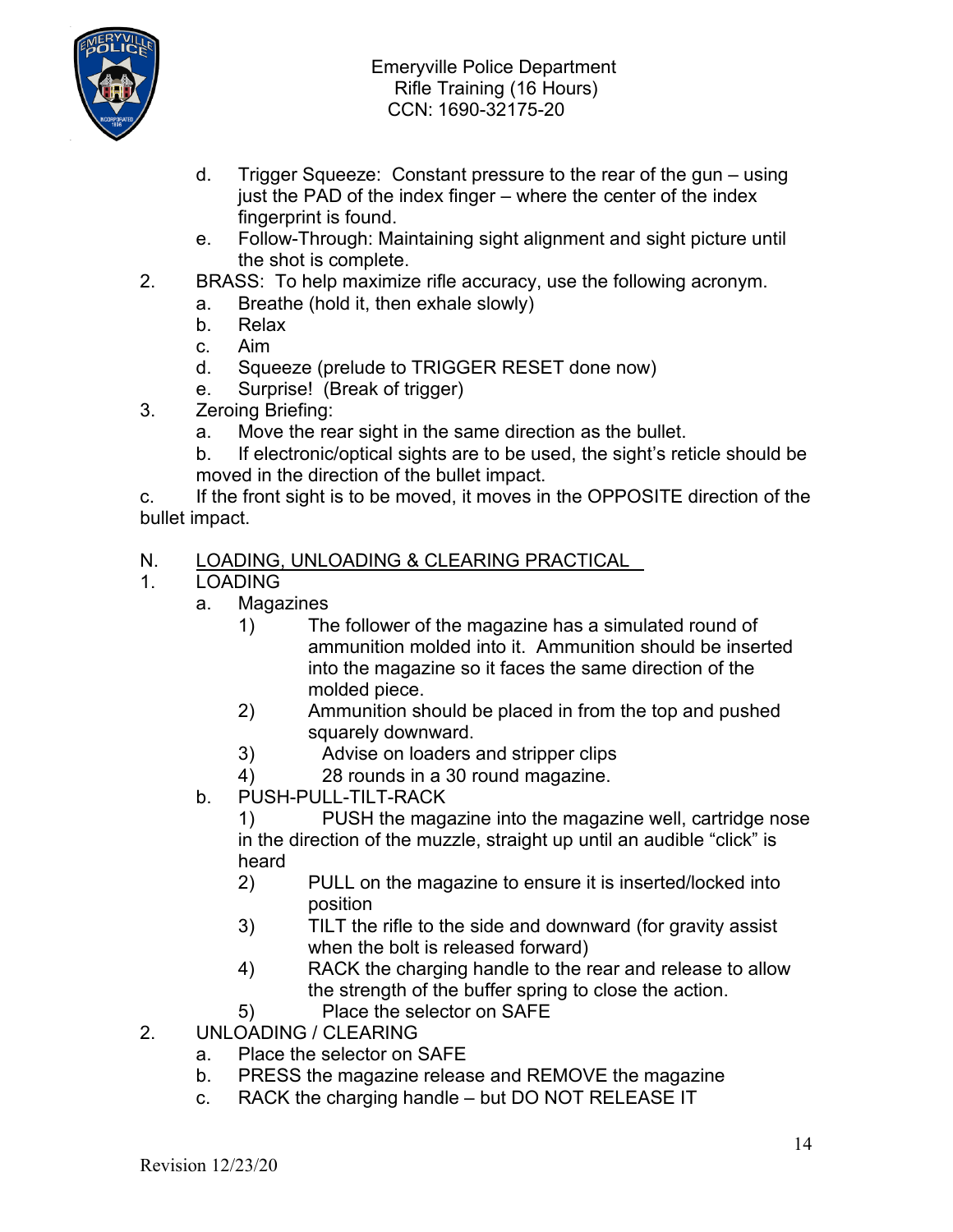d. Trigger Squeeze: Constant pressure to the rear of the gun – using just the PAD of the index finger – where the center of the index fingerprint is found.

e. Follow-Through: Maintaining sight alignment and sight picture until the shot is complete.

2. BRASS: To help maximize rifle accuracy, use the following acronym.
   a. Breathe (hold it, then exhale slowly)
   b. Relax
   c. Aim
   d. Squeeze (prelude to TRIGGER RESET done now)
   e. Surprise! (Break of trigger)

3. Zeroing Briefing:
   a. Move the rear sight in the same direction as the bullet.
   b. If electronic/optical sights are to be used, the sight's reticle should be moved in the direction of the bullet impact.
   c. If the front sight is to be moved, it moves in the OPPOSITE direction of the bullet impact.

N. <u>LOADING, UNLOADING & CLEARING PRACTICAL</u>

1. LOADING
   a. Magazines
      1) The follower of the magazine has a simulated round of ammunition molded into it. Ammunition should be inserted into the magazine so it faces the same direction of the molded piece.
      2) Ammunition should be placed in from the top and pushed squarely downward.
      3) Advise on loaders and stripper clips
      4) 28 rounds in a 30 round magazine.
   b. PUSH-PULL-TILT-RACK
      1) PUSH the magazine into the magazine well, cartridge nose in the direction of the muzzle, straight up until an audible "click" is heard
      2) PULL on the magazine to ensure it is inserted/locked into position
      3) TILT the rifle to the side and downward (for gravity assist when the bolt is released forward)
      4) RACK the charging handle to the rear and release to allow the strength of the buffer spring to close the action.
      5) Place the selector on SAFE

2. UNLOADING / CLEARING
   a. Place the selector on SAFE
   b. PRESS the magazine release and REMOVE the magazine
   c. RACK the charging handle – but DO NOT RELEASE IT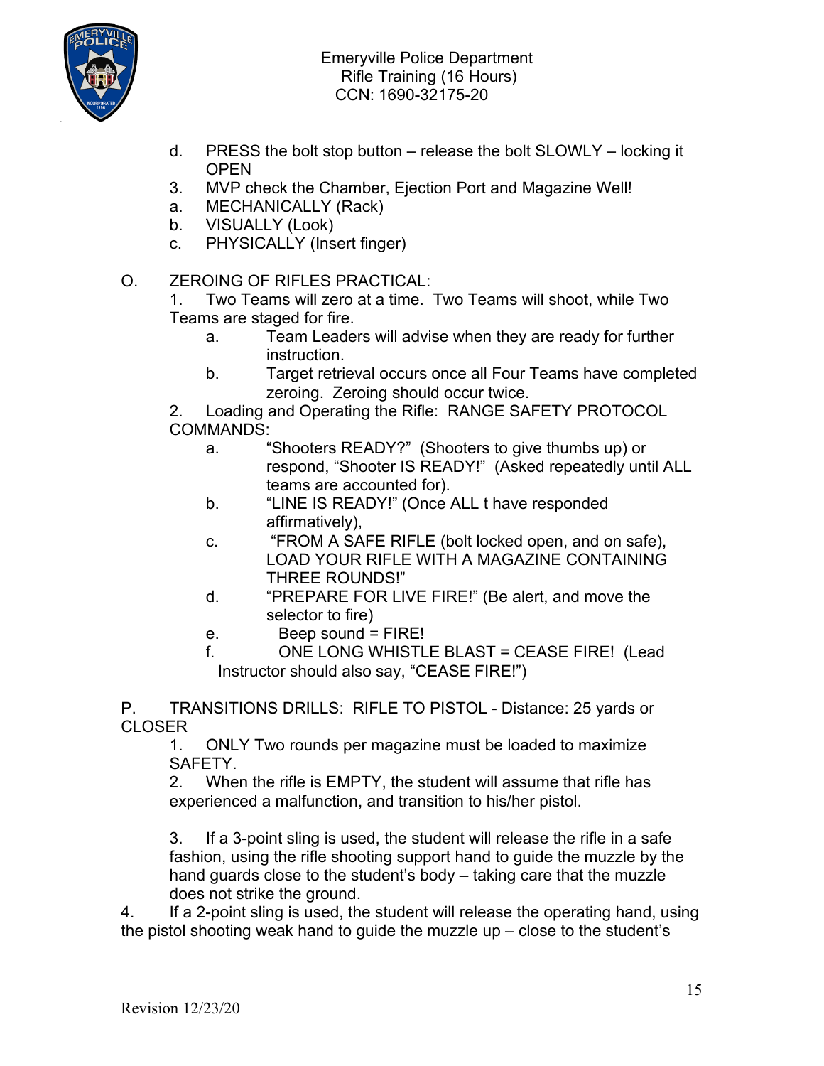d. PRESS the bolt stop button – release the bolt SLOWLY – locking it OPEN

3. MVP check the Chamber, Ejection Port and Magazine Well!

a. MECHANICALLY (Rack)

b. VISUALLY (Look)

c. PHYSICALLY (Insert finger)

O. <u>ZEROING OF RIFLES PRACTICAL:</u>

1. Two Teams will zero at a time. Two Teams will shoot, while Two Teams are staged for fire.

   a. Team Leaders will advise when they are ready for further instruction.

   b. Target retrieval occurs once all Four Teams have completed zeroing. Zeroing should occur twice.

2. Loading and Operating the Rifle: RANGE SAFETY PROTOCOL COMMANDS:

   a. "Shooters READY?" (Shooters to give thumbs up) or respond, "Shooter IS READY!" (Asked repeatedly until ALL teams are accounted for).

   b. "LINE IS READY!" (Once ALL t have responded affirmatively),

   c. "FROM A SAFE RIFLE (bolt locked open, and on safe), LOAD YOUR RIFLE WITH A MAGAZINE CONTAINING THREE ROUNDS!"

   d. "PREPARE FOR LIVE FIRE!" (Be alert, and move the selector to fire)

   e. Beep sound = FIRE!

   f. ONE LONG WHISTLE BLAST = CEASE FIRE! (Lead Instructor should also say, "CEASE FIRE!")

P. <u>TRANSITIONS DRILLS:</u> RIFLE TO PISTOL - Distance: 25 yards or CLOSER

1. ONLY Two rounds per magazine must be loaded to maximize SAFETY.

2. When the rifle is EMPTY, the student will assume that rifle has experienced a malfunction, and transition to his/her pistol.

3. If a 3-point sling is used, the student will release the rifle in a safe fashion, using the rifle shooting support hand to guide the muzzle by the hand guards close to the student's body – taking care that the muzzle does not strike the ground.

4. If a 2-point sling is used, the student will release the operating hand, using the pistol shooting weak hand to guide the muzzle up – close to the student's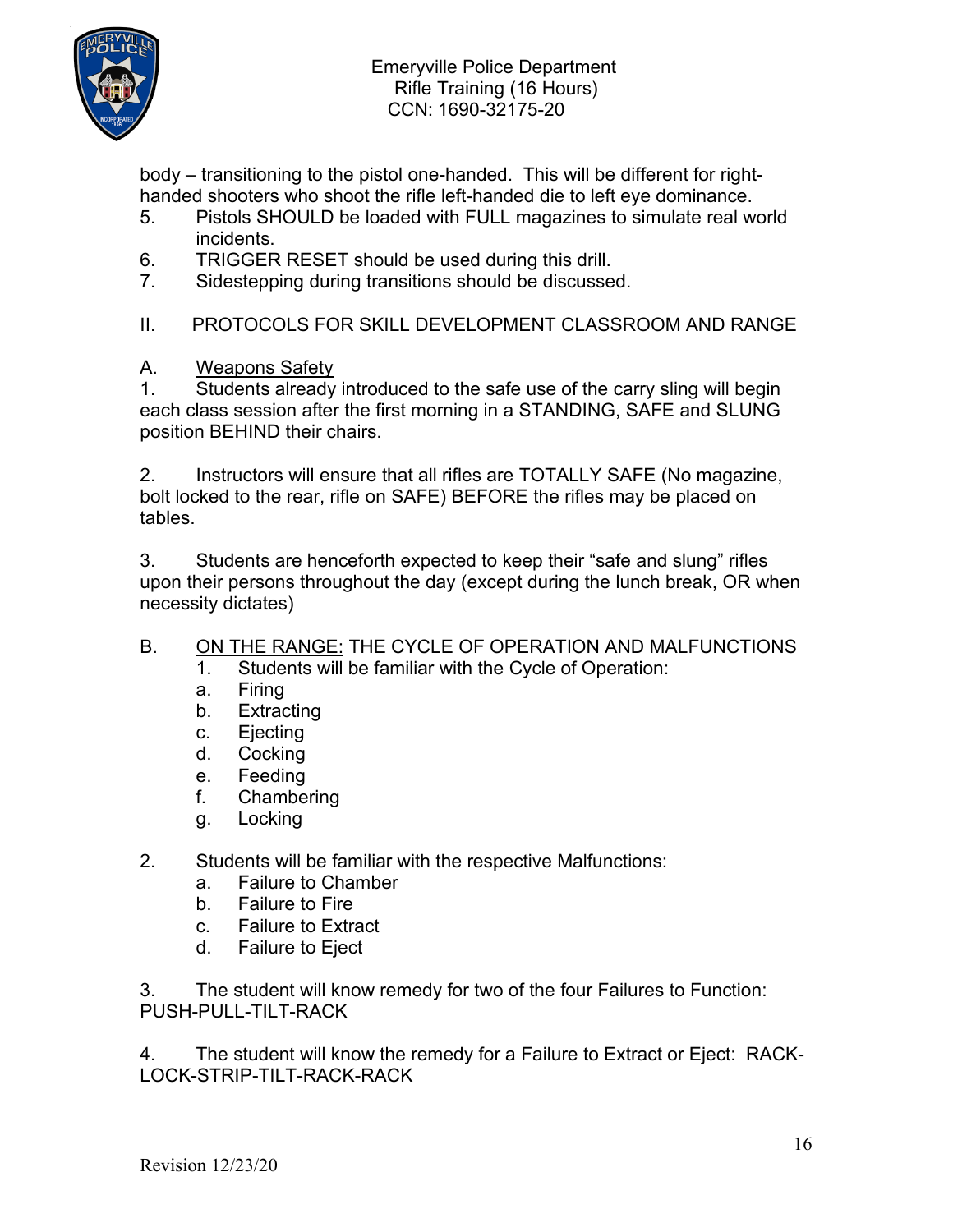body – transitioning to the pistol one-handed. This will be different for right-handed shooters who shoot the rifle left-handed die to left eye dominance.

5. Pistols SHOULD be loaded with FULL magazines to simulate real world incidents.
6. TRIGGER RESET should be used during this drill.
7. Sidestepping during transitions should be discussed.

## II. PROTOCOLS FOR SKILL DEVELOPMENT CLASSROOM AND RANGE

### A. Weapons Safety

1. Students already introduced to the safe use of the carry sling will begin each class session after the first morning in a STANDING, SAFE and SLUNG position BEHIND their chairs.

2. Instructors will ensure that all rifles are TOTALLY SAFE (No magazine, bolt locked to the rear, rifle on SAFE) BEFORE the rifles may be placed on tables.

3. Students are henceforth expected to keep their "safe and slung" rifles upon their persons throughout the day (except during the lunch break, OR when necessity dictates)

### B. ON THE RANGE: THE CYCLE OF OPERATION AND MALFUNCTIONS

1. Students will be familiar with the Cycle of Operation:
   a. Firing
   b. Extracting
   c. Ejecting
   d. Cocking
   e. Feeding
   f. Chambering
   g. Locking

2. Students will be familiar with the respective Malfunctions:
   a. Failure to Chamber
   b. Failure to Fire
   c. Failure to Extract
   d. Failure to Eject

3. The student will know remedy for two of the four Failures to Function: PUSH-PULL-TILT-RACK

4. The student will know the remedy for a Failure to Extract or Eject: RACK-LOCK-STRIP-TILT-RACK-RACK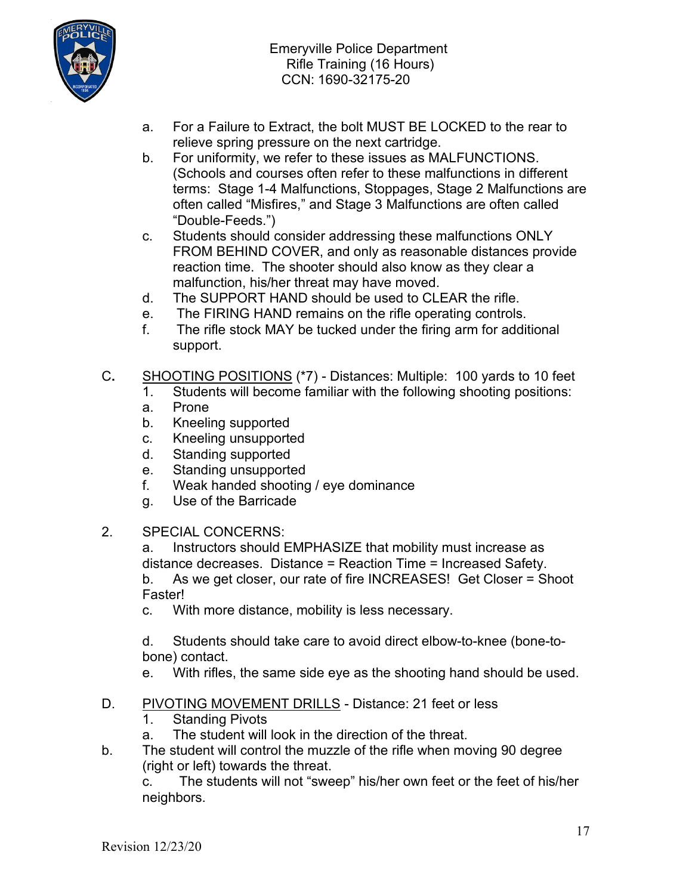a. For a Failure to Extract, the bolt MUST BE LOCKED to the rear to relieve spring pressure on the next cartridge.

b. For uniformity, we refer to these issues as MALFUNCTIONS. (Schools and courses often refer to these malfunctions in different terms: Stage 1-4 Malfunctions, Stoppages, Stage 2 Malfunctions are often called "Misfires," and Stage 3 Malfunctions are often called "Double-Feeds.")

c. Students should consider addressing these malfunctions ONLY FROM BEHIND COVER, and only as reasonable distances provide reaction time. The shooter should also know as they clear a malfunction, his/her threat may have moved.

d. The SUPPORT HAND should be used to CLEAR the rifle.

e. The FIRING HAND remains on the rifle operating controls.

f. The rifle stock MAY be tucked under the firing arm for additional support.

C. SHOOTING POSITIONS (*7) - Distances: Multiple: 100 yards to 10 feet

1. Students will become familiar with the following shooting positions:
   a. Prone
   b. Kneeling supported
   c. Kneeling unsupported
   d. Standing supported
   e. Standing unsupported
   f. Weak handed shooting / eye dominance
   g. Use of the Barricade

2. SPECIAL CONCERNS:

   a. Instructors should EMPHASIZE that mobility must increase as distance decreases. Distance = Reaction Time = Increased Safety.

   b. As we get closer, our rate of fire INCREASES! Get Closer = Shoot Faster!

   c. With more distance, mobility is less necessary.

   d. Students should take care to avoid direct elbow-to-knee (bone-to-bone) contact.

   e. With rifles, the same side eye as the shooting hand should be used.

D. PIVOTING MOVEMENT DRILLS - Distance: 21 feet or less

1. Standing Pivots
   a. The student will look in the direction of the threat.
   b. The student will control the muzzle of the rifle when moving 90 degree (right or left) towards the threat.
   c. The students will not "sweep" his/her own feet or the feet of his/her neighbors.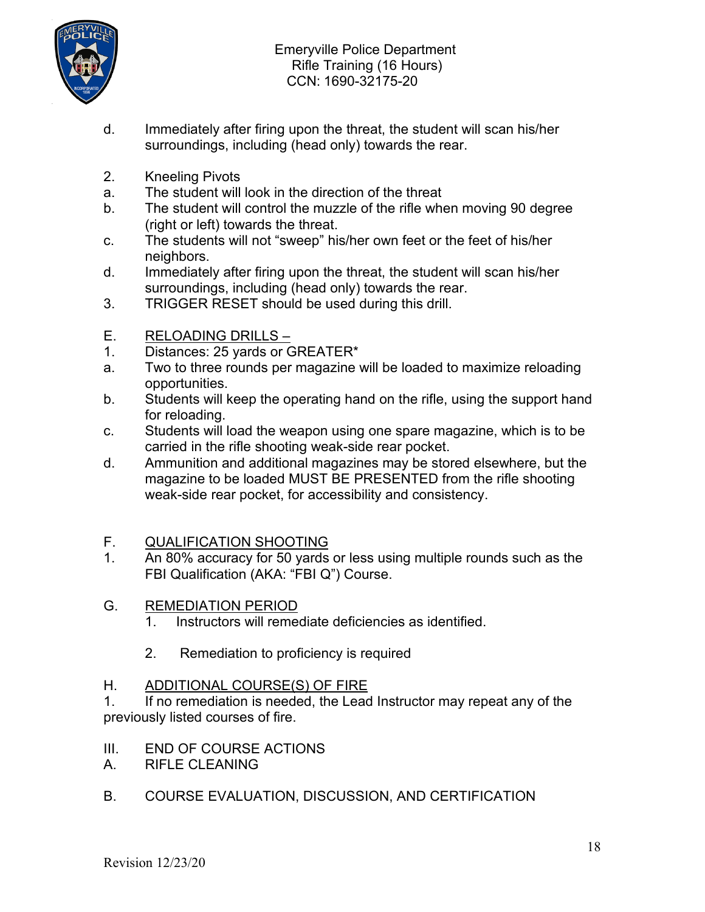d. Immediately after firing upon the threat, the student will scan his/her surroundings, including (head only) towards the rear.

2. Kneeling Pivots
a. The student will look in the direction of the threat
b. The student will control the muzzle of the rifle when moving 90 degree (right or left) towards the threat.
c. The students will not "sweep" his/her own feet or the feet of his/her neighbors.
d. Immediately after firing upon the threat, the student will scan his/her surroundings, including (head only) towards the rear.
3. TRIGGER RESET should be used during this drill.

E. <u>RELOADING DRILLS –</u>
1. Distances: 25 yards or GREATER*
a. Two to three rounds per magazine will be loaded to maximize reloading opportunities.
b. Students will keep the operating hand on the rifle, using the support hand for reloading.
c. Students will load the weapon using one spare magazine, which is to be carried in the rifle shooting weak-side rear pocket.
d. Ammunition and additional magazines may be stored elsewhere, but the magazine to be loaded MUST BE PRESENTED from the rifle shooting weak-side rear pocket, for accessibility and consistency.

F. <u>QUALIFICATION SHOOTING</u>
1. An 80% accuracy for 50 yards or less using multiple rounds such as the FBI Qualification (AKA: "FBI Q") Course.

G. <u>REMEDIATION PERIOD</u>
1. Instructors will remediate deficiencies as identified.

2. Remediation to proficiency is required

H. <u>ADDITIONAL COURSE(S) OF FIRE</u>
1. If no remediation is needed, the Lead Instructor may repeat any of the previously listed courses of fire.

III. END OF COURSE ACTIONS
A. RIFLE CLEANING

B. COURSE EVALUATION, DISCUSSION, AND CERTIFICATION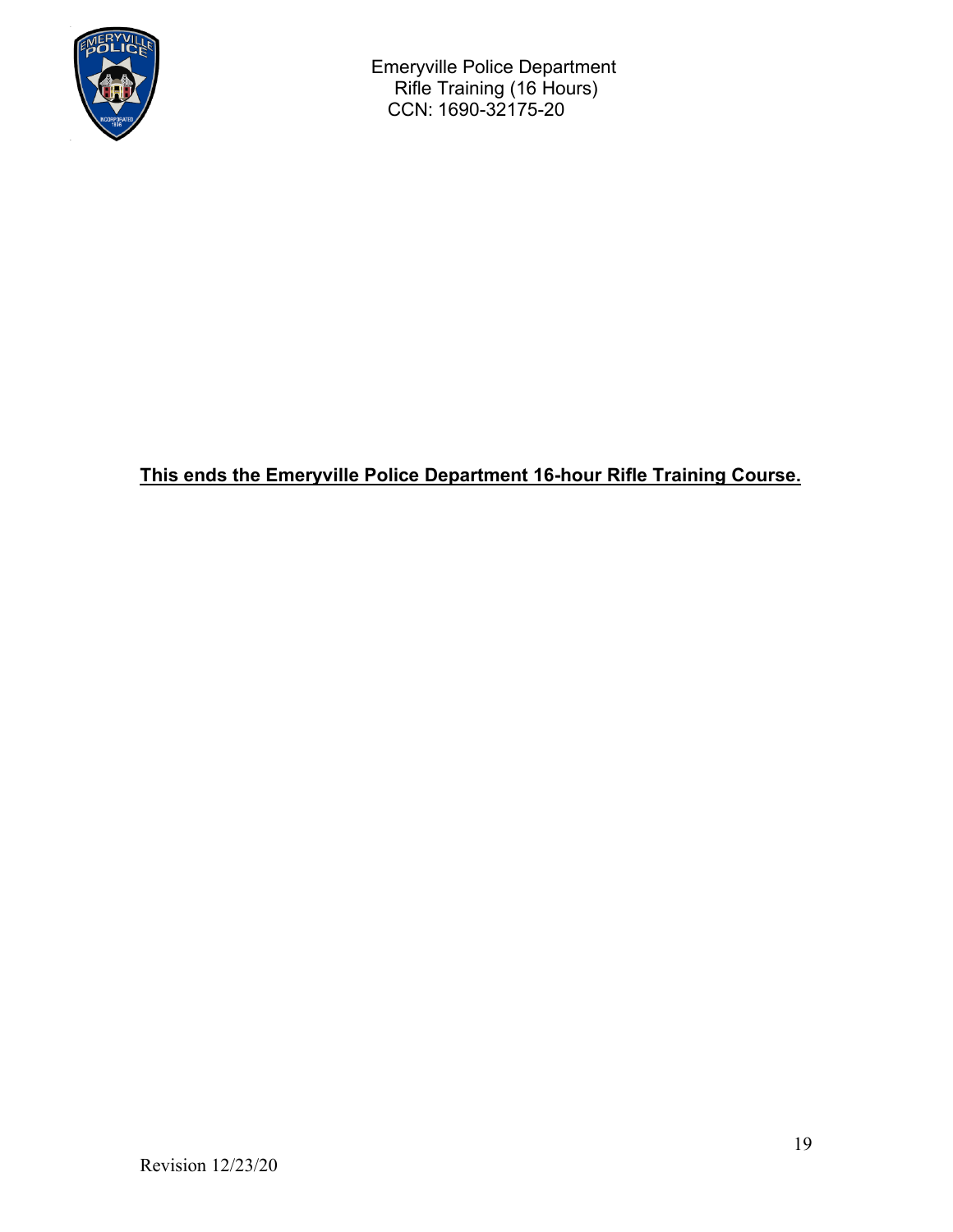**This ends the Emeryville Police Department 16-hour Rifle Training Course.**